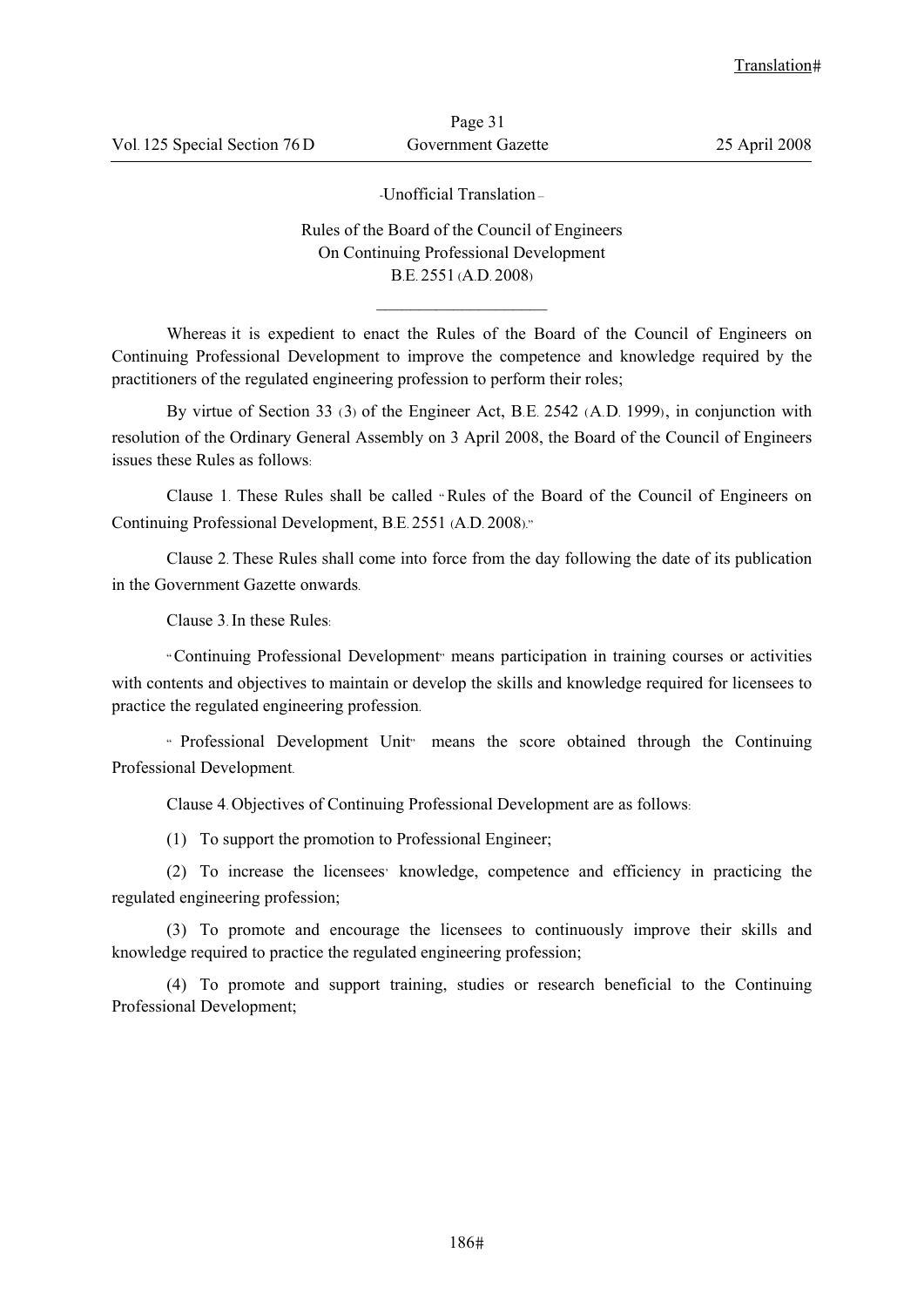-Unofficial Translation –

# Rules of the Board of the Council of Engineers On Continuing Professional Development B.E. 2551 (A.D. 2008)

---

Whereas it is expedient to enact the Rules of the Board of the Council of Engineers on Continuing Professional Development to improve the competence and knowledge required by the practitioners of the regulated engineering profession to perform their roles;

By virtue of Section 33 (3) of the Engineer Act, B.E. 2542 (A.D. 1999), in conjunction with resolution of the Ordinary General Assembly on 3 April 2008, the Board of the Council of Engineers issues these Rules as follows:

Clause 1. These Rules shall be called "Rules of the Board of the Council of Engineers on Continuing Professional Development, B.E. 2551 (A.D. 2008)."

Clause 2. These Rules shall come into force from the day following the date of its publication in the Government Gazette onwards.

Clause 3. In these Rules:

"Continuing Professional Development" means participation in training courses or activities with contents and objectives to maintain or develop the skills and knowledge required for licensees to practice the regulated engineering profession.

"Professional Development Unit" means the score obtained through the Continuing Professional Development.

Clause 4. Objectives of Continuing Professional Development are as follows:

(1) To support the promotion to Professional Engineer;

(2) To increase the licensees' knowledge, competence and efficiency in practicing the regulated engineering profession;

(3) To promote and encourage the licensees to continuously improve their skills and knowledge required to practice the regulated engineering profession;

(4) To promote and support training, studies or research beneficial to the Continuing Professional Development;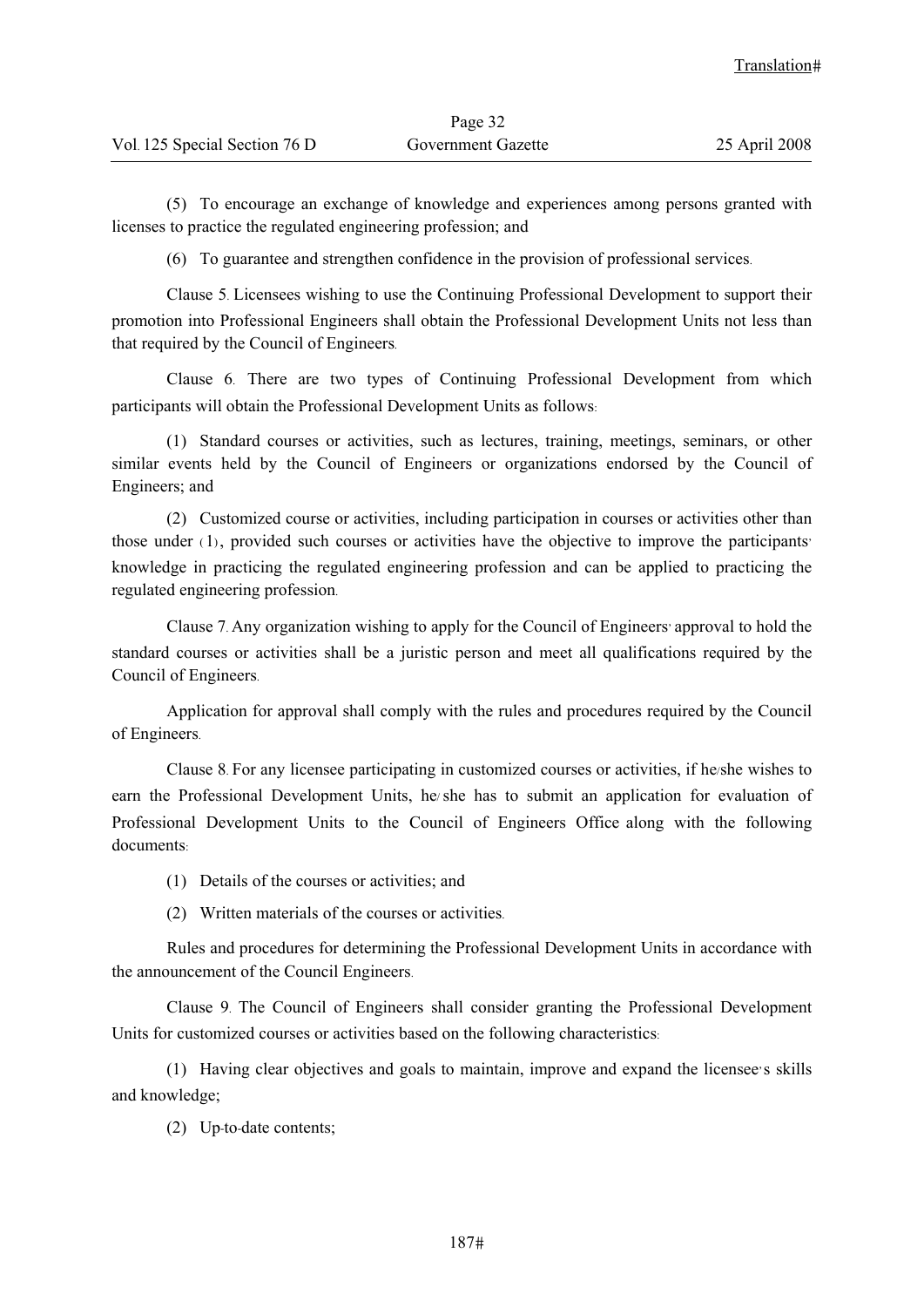(5) To encourage an exchange of knowledge and experiences among persons granted with licenses to practice the regulated engineering profession; and

(6) To guarantee and strengthen confidence in the provision of professional services.

Clause 5. Licensees wishing to use the Continuing Professional Development to support their promotion into Professional Engineers shall obtain the Professional Development Units not less than that required by the Council of Engineers.

Clause 6. There are two types of Continuing Professional Development from which participants will obtain the Professional Development Units as follows:

(1) Standard courses or activities, such as lectures, training, meetings, seminars, or other similar events held by the Council of Engineers or organizations endorsed by the Council of Engineers; and

(2) Customized course or activities, including participation in courses or activities other than those under (1), provided such courses or activities have the objective to improve the participants' knowledge in practicing the regulated engineering profession and can be applied to practicing the regulated engineering profession.

Clause 7. Any organization wishing to apply for the Council of Engineers' approval to hold the standard courses or activities shall be a juristic person and meet all qualifications required by the Council of Engineers.

Application for approval shall comply with the rules and procedures required by the Council of Engineers.

Clause 8. For any licensee participating in customized courses or activities, if he/she wishes to earn the Professional Development Units, he/she has to submit an application for evaluation of Professional Development Units to the Council of Engineers Office along with the following documents:

(1) Details of the courses or activities; and

(2) Written materials of the courses or activities.

Rules and procedures for determining the Professional Development Units in accordance with the announcement of the Council Engineers.

Clause 9. The Council of Engineers shall consider granting the Professional Development Units for customized courses or activities based on the following characteristics:

(1) Having clear objectives and goals to maintain, improve and expand the licensee's skills and knowledge;

(2) Up-to-date contents;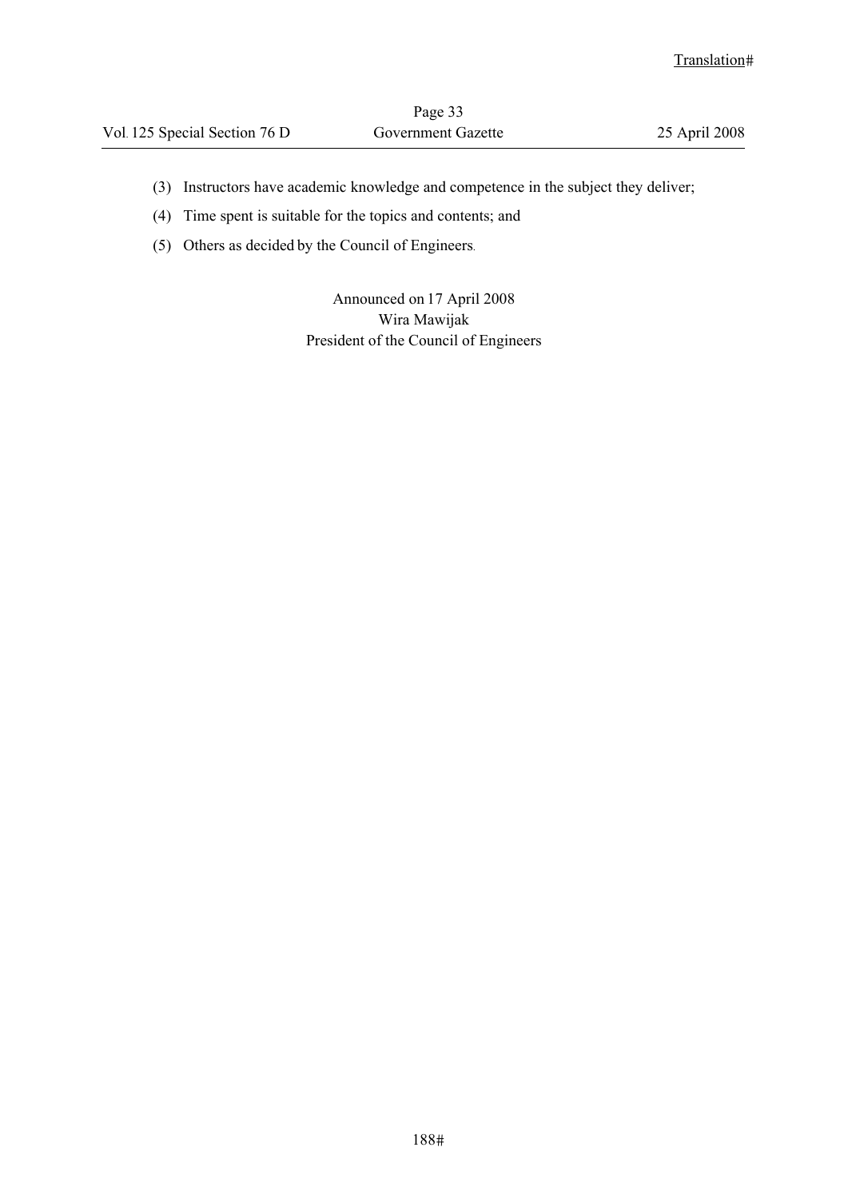(3) Instructors have academic knowledge and competence in the subject they deliver;

(4) Time spent is suitable for the topics and contents; and

(5) Others as decided by the Council of Engineers.

Announced on 17 April 2008
Wira Mawijak
President of the Council of Engineers